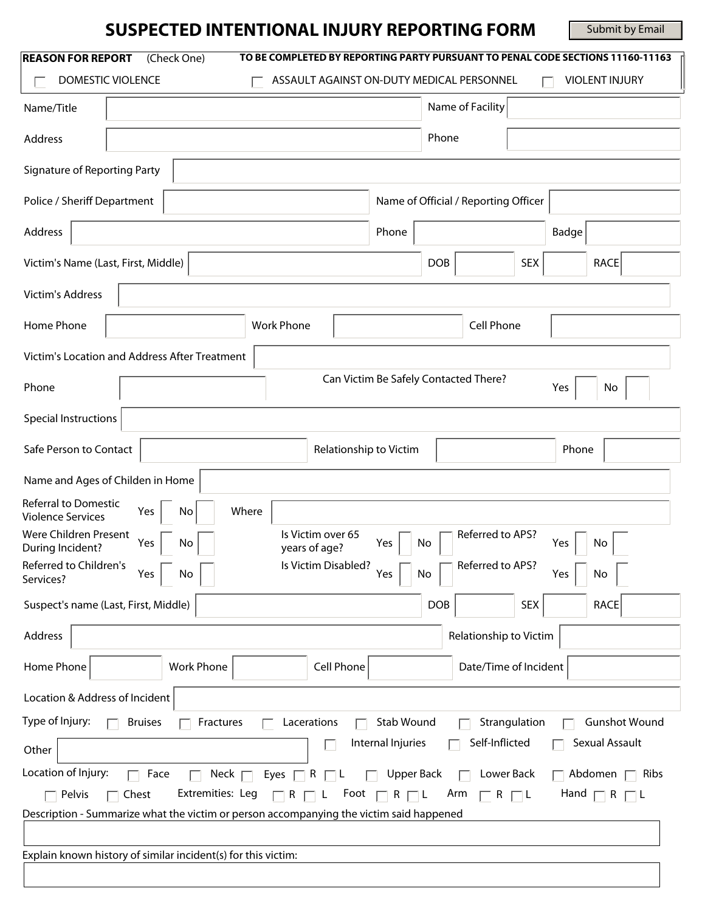# SUSPECTED INTENTIONAL INJURY REPORTING FORM

Submit by Email

**REASON FOR REPORT** (Check One) **TO BE COMPLETED BY REPORTING PARTY PURSUANT TO PENAL CODE SECTIONS 11160-11163**

☐ DOMESTIC VIOLENCE ☐ ASSAULT AGAINST ON-DUTY MEDICAL PERSONNEL ☐ VIOLENT INJURY

Name/Title ______ Name of Facility ______

Address ______ Phone ______

Signature of Reporting Party ______

Police / Sheriff Department ______ Name of Official / Reporting Officer ______

Address ______ Phone ______ Badge ______

Victim's Name (Last, First, Middle) ______ DOB ______ SEX ______ RACE ______

Victim's Address ______

Home Phone ______ Work Phone ______ Cell Phone ______

Victim's Location and Address After Treatment ______

Phone ______ Can Victim Be Safely Contacted There? Yes ☐ No ☐

Special Instructions ______

Safe Person to Contact ______ Relationship to Victim ______ Phone ______

Name and Ages of Childen in Home ______

Referral to Domestic Violence Services Yes ☐ No ☐ Where ______

Were Children Present During Incident? Yes ☐ No ☐ Is Victim over 65 years of age? Yes ☐ No ☐ Referred to APS? Yes ☐ No ☐

Referred to Children's Services? Yes ☐ No ☐ Is Victim Disabled? Yes ☐ No ☐ Referred to APS? Yes ☐ No ☐

Suspect's name (Last, First, Middle) ______ DOB ______ SEX ______ RACE ______

Address ______ Relationship to Victim ______

Home Phone ______ Work Phone ______ Cell Phone ______ Date/Time of Incident ______

Location & Address of Incident ______

Type of Injury: ☐ Bruises ☐ Fractures ☐ Lacerations ☐ Stab Wound ☐ Strangulation ☐ Gunshot Wound

Other ______ ☐ Internal Injuries ☐ Self-Inflicted ☐ Sexual Assault

Location of Injury: ☐ Face ☐ Neck ☐ Eyes ☐ R ☐ L ☐ Upper Back ☐ Lower Back ☐ Abdomen ☐ Ribs

☐ Pelvis ☐ Chest Extremities: Leg ☐ R ☐ L Foot ☐ R ☐ L Arm ☐ R ☐ L Hand ☐ R ☐ L

Description - Summarize what the victim or person accompanying the victim said happened

______

Explain known history of similar incident(s) for this victim:

______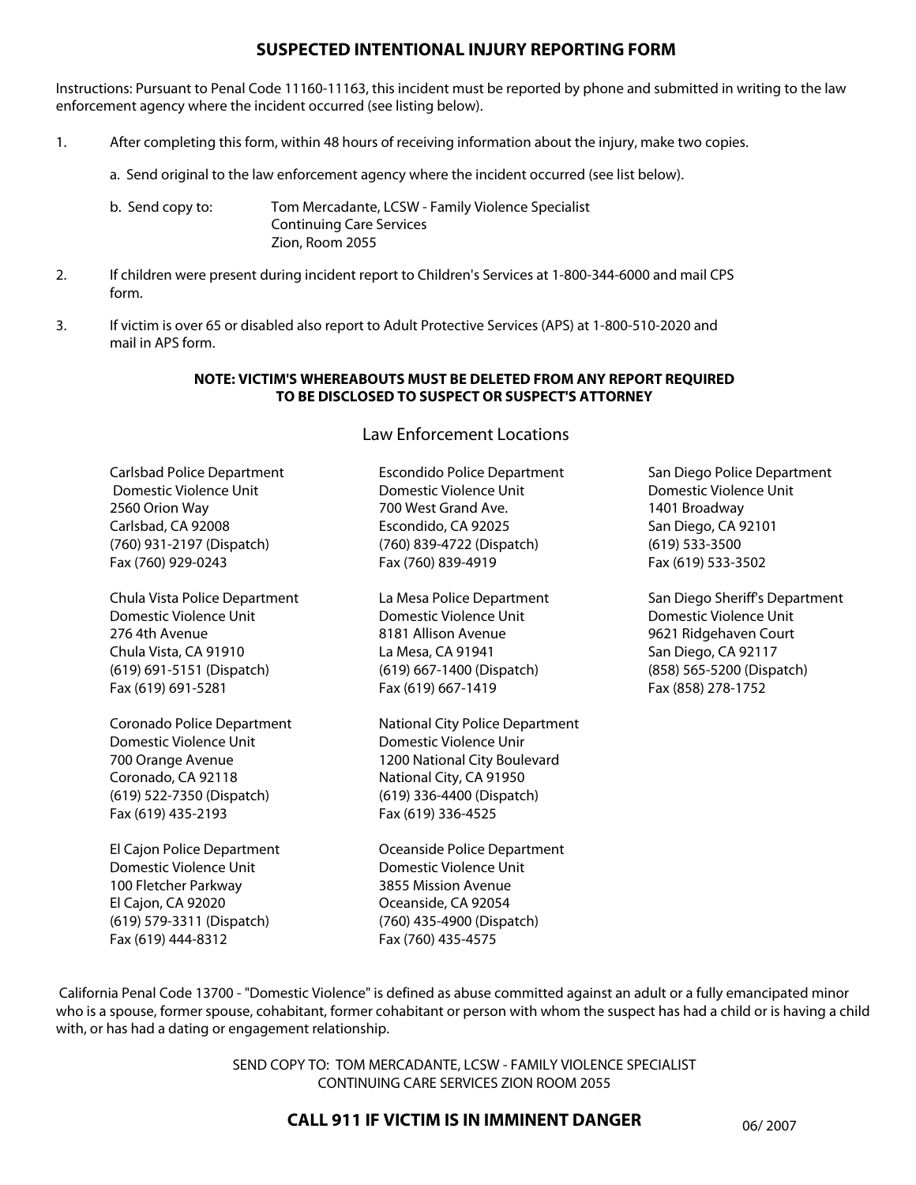# SUSPECTED INTENTIONAL INJURY REPORTING FORM

Instructions: Pursuant to Penal Code 11160-11163, this incident must be reported by phone and submitted in writing to the law enforcement agency where the incident occurred (see listing below).

1. After completing this form, within 48 hours of receiving information about the injury, make two copies.

   a. Send original to the law enforcement agency where the incident occurred (see list below).

   b. Send copy to: Tom Mercadante, LCSW - Family Violence Specialist
   Continuing Care Services
   Zion, Room 2055

2. If children were present during incident report to Children's Services at 1-800-344-6000 and mail CPS form.

3. If victim is over 65 or disabled also report to Adult Protective Services (APS) at 1-800-510-2020 and mail in APS form.

**NOTE: VICTIM'S WHEREABOUTS MUST BE DELETED FROM ANY REPORT REQUIRED TO BE DISCLOSED TO SUSPECT OR SUSPECT'S ATTORNEY**

## Law Enforcement Locations

Carlsbad Police Department
Domestic Violence Unit
2560 Orion Way
Carlsbad, CA 92008
(760) 931-2197 (Dispatch)
Fax (760) 929-0243

Chula Vista Police Department
Domestic Violence Unit
276 4th Avenue
Chula Vista, CA 91910
(619) 691-5151 (Dispatch)
Fax (619) 691-5281

Coronado Police Department
Domestic Violence Unit
700 Orange Avenue
Coronado, CA 92118
(619) 522-7350 (Dispatch)
Fax (619) 435-2193

El Cajon Police Department
Domestic Violence Unit
100 Fletcher Parkway
El Cajon, CA 92020
(619) 579-3311 (Dispatch)
Fax (619) 444-8312

Escondido Police Department
Domestic Violence Unit
700 West Grand Ave.
Escondido, CA 92025
(760) 839-4722 (Dispatch)
Fax (760) 839-4919

La Mesa Police Department
Domestic Violence Unit
8181 Allison Avenue
La Mesa, CA 91941
(619) 667-1400 (Dispatch)
Fax (619) 667-1419

National City Police Department
Domestic Violence Unir
1200 National City Boulevard
National City, CA 91950
(619) 336-4400 (Dispatch)
Fax (619) 336-4525

Oceanside Police Department
Domestic Violence Unit
3855 Mission Avenue
Oceanside, CA 92054
(760) 435-4900 (Dispatch)
Fax (760) 435-4575

San Diego Police Department
Domestic Violence Unit
1401 Broadway
San Diego, CA 92101
(619) 533-3500
Fax (619) 533-3502

San Diego Sheriff's Department
Domestic Violence Unit
9621 Ridgehaven Court
San Diego, CA 92117
(858) 565-5200 (Dispatch)
Fax (858) 278-1752

California Penal Code 13700 - "Domestic Violence" is defined as abuse committed against an adult or a fully emancipated minor who is a spouse, former spouse, cohabitant, former cohabitant or person with whom the suspect has had a child or is having a child with, or has had a dating or engagement relationship.

SEND COPY TO: TOM MERCADANTE, LCSW - FAMILY VIOLENCE SPECIALIST
CONTINUING CARE SERVICES ZION ROOM 2055

**CALL 911 IF VICTIM IS IN IMMINENT DANGER**

06/ 2007